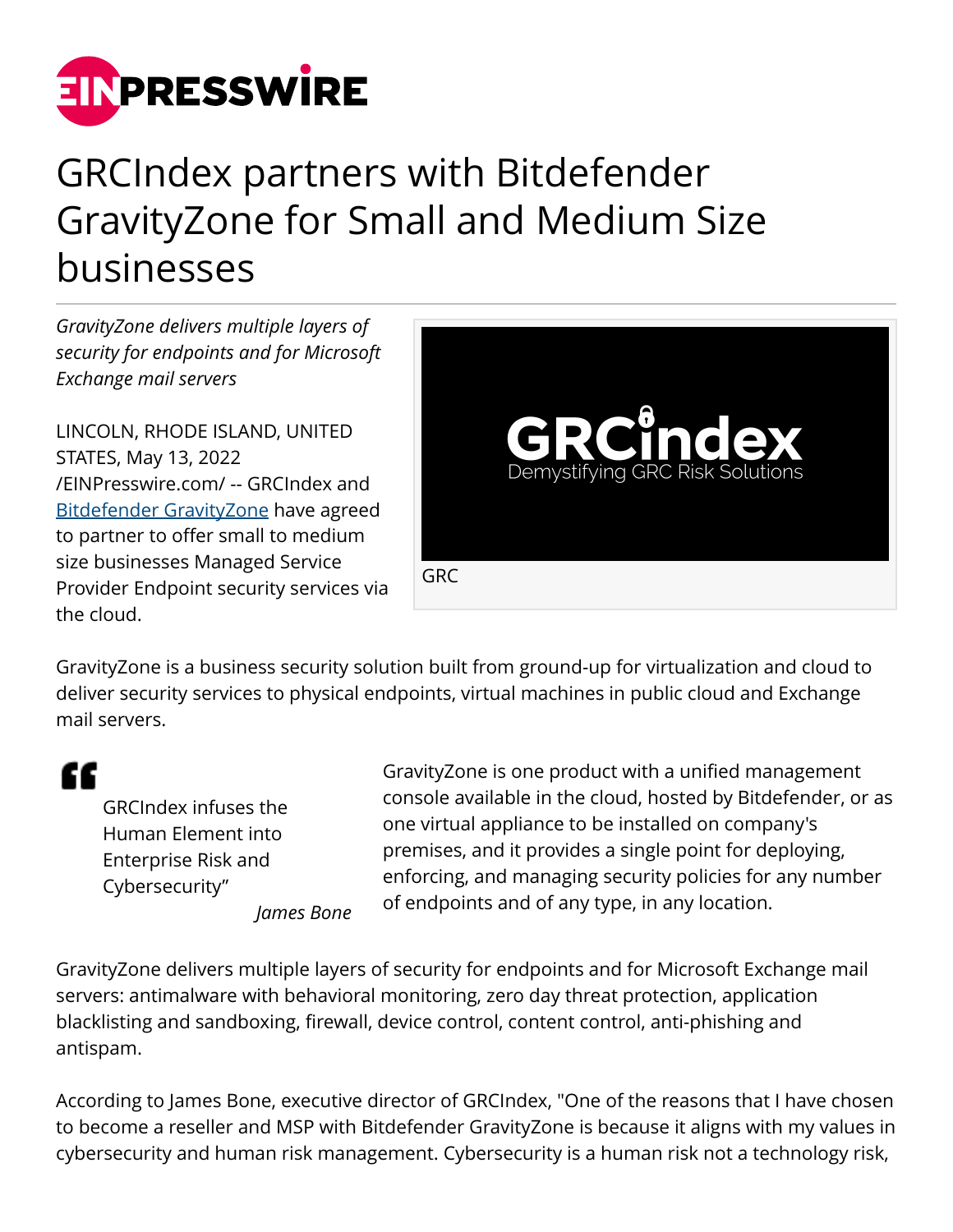# GRCIndex partners with Bitdefender GravityZone for Small and Medium Size businesses

*GravityZone delivers multiple layers of security for endpoints and for Microsoft Exchange mail servers*

LINCOLN, RHODE ISLAND, UNITED STATES, May 13, 2022 /EINPresswire.com/ -- GRCIndex and Bitdefender GravityZone have agreed to partner to offer small to medium size businesses Managed Service Provider Endpoint security services via the cloud.

GRC

GravityZone is a business security solution built from ground-up for virtualization and cloud to deliver security services to physical endpoints, virtual machines in public cloud and Exchange mail servers.

> GRCIndex infuses the Human Element into Enterprise Risk and Cybersecurity”
>
> *James Bone*

GravityZone is one product with a unified management console available in the cloud, hosted by Bitdefender, or as one virtual appliance to be installed on company's premises, and it provides a single point for deploying, enforcing, and managing security policies for any number of endpoints and of any type, in any location.

GravityZone delivers multiple layers of security for endpoints and for Microsoft Exchange mail servers: antimalware with behavioral monitoring, zero day threat protection, application blacklisting and sandboxing, firewall, device control, content control, anti-phishing and antispam.

According to James Bone, executive director of GRCIndex, "One of the reasons that I have chosen to become a reseller and MSP with Bitdefender GravityZone is because it aligns with my values in cybersecurity and human risk management. Cybersecurity is a human risk not a technology risk,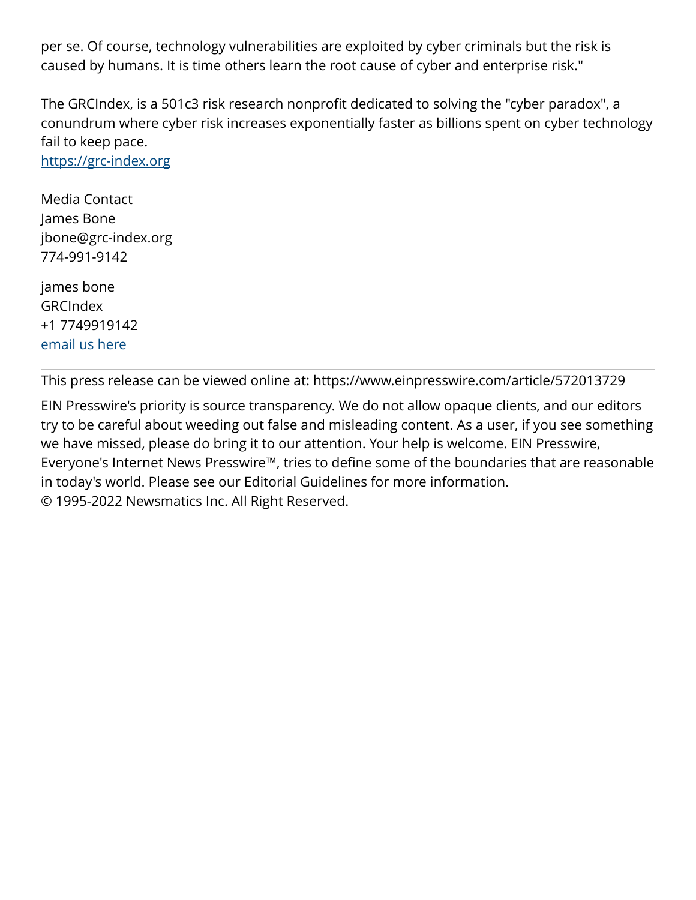per se. Of course, technology vulnerabilities are exploited by cyber criminals but the risk is caused by humans. It is time others learn the root cause of cyber and enterprise risk."

The GRCIndex, is a 501c3 risk research nonprofit dedicated to solving the "cyber paradox", a conundrum where cyber risk increases exponentially faster as billions spent on cyber technology fail to keep pace.
https://grc-index.org

Media Contact
James Bone
jbone@grc-index.org
774-991-9142

james bone
GRCIndex
+1 7749919142
email us here

---

This press release can be viewed online at: https://www.einpresswire.com/article/572013729

EIN Presswire's priority is source transparency. We do not allow opaque clients, and our editors try to be careful about weeding out false and misleading content. As a user, if you see something we have missed, please do bring it to our attention. Your help is welcome. EIN Presswire, Everyone's Internet News Presswire™, tries to define some of the boundaries that are reasonable in today's world. Please see our Editorial Guidelines for more information.
© 1995-2022 Newsmatics Inc. All Right Reserved.